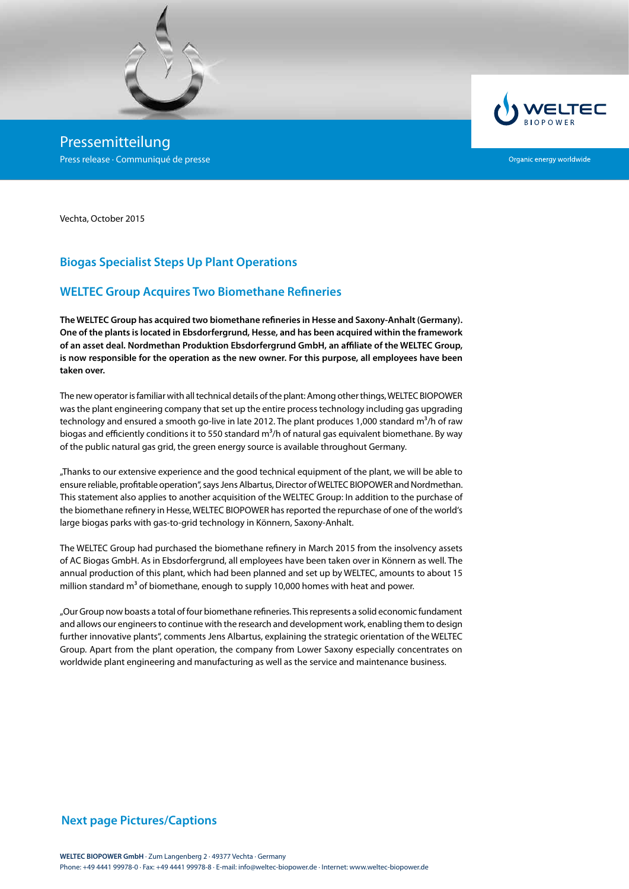Pressemitteilung

Press release · Communiqué de presse

Organic energy worldwide

Vechta, October 2015

## Biogas Specialist Steps Up Plant Operations

## WELTEC Group Acquires Two Biomethane Refineries

**The WELTEC Group has acquired two biomethane refineries in Hesse and Saxony-Anhalt (Germany). One of the plants is located in Ebsdorfergrund, Hesse, and has been acquired within the framework of an asset deal. Nordmethan Produktion Ebsdorfergrund GmbH, an affiliate of the WELTEC Group, is now responsible for the operation as the new owner. For this purpose, all employees have been taken over.**

The new operator is familiar with all technical details of the plant: Among other things, WELTEC BIOPOWER was the plant engineering company that set up the entire process technology including gas upgrading technology and ensured a smooth go-live in late 2012. The plant produces 1,000 standard $m^3$/h of raw biogas and efficiently conditions it to 550 standard $m^3$/h of natural gas equivalent biomethane. By way of the public natural gas grid, the green energy source is available throughout Germany.

„Thanks to our extensive experience and the good technical equipment of the plant, we will be able to ensure reliable, profitable operation", says Jens Albartus, Director of WELTEC BIOPOWER and Nordmethan. This statement also applies to another acquisition of the WELTEC Group: In addition to the purchase of the biomethane refinery in Hesse, WELTEC BIOPOWER has reported the repurchase of one of the world's large biogas parks with gas-to-grid technology in Könnern, Saxony-Anhalt.

The WELTEC Group had purchased the biomethane refinery in March 2015 from the insolvency assets of AC Biogas GmbH. As in Ebsdorfergrund, all employees have been taken over in Könnern as well. The annual production of this plant, which had been planned and set up by WELTEC, amounts to about 15 million standard $m^3$ of biomethane, enough to supply 10,000 homes with heat and power.

„Our Group now boasts a total of four biomethane refineries. This represents a solid economic fundament and allows our engineers to continue with the research and development work, enabling them to design further innovative plants", comments Jens Albartus, explaining the strategic orientation of the WELTEC Group. Apart from the plant operation, the company from Lower Saxony especially concentrates on worldwide plant engineering and manufacturing as well as the service and maintenance business.

**Next page Pictures/Captions**

**WELTEC BIOPOWER GmbH** · Zum Langenberg 2 · 49377 Vechta · Germany
Phone: +49 4441 99978-0 · Fax: +49 4441 99978-8 · E-mail: info@weltec-biopower.de · Internet: www.weltec-biopower.de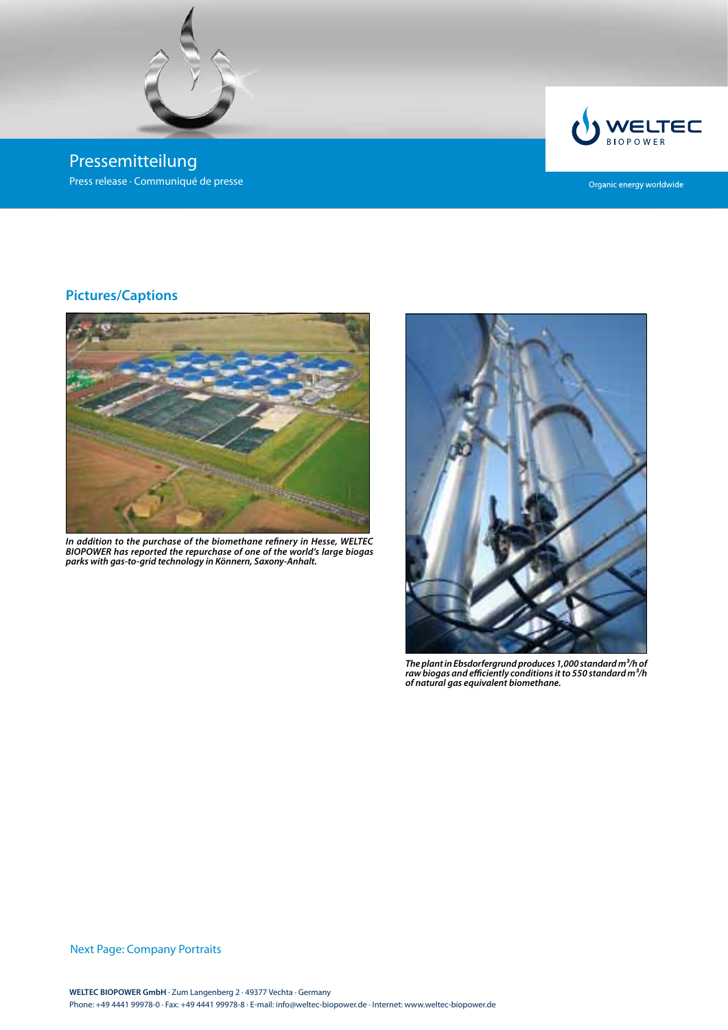# Pressemitteilung

Press release · Communiqué de presse

## Pictures/Captions

*In addition to the purchase of the biomethane refinery in Hesse, WELTEC BIOPOWER has reported the repurchase of one of the world's large biogas parks with gas-to-grid technology in Könnern, Saxony-Anhalt.*

*The plant in Ebsdorfergrund produces 1,000 standard m³/h of raw biogas and efficiently conditions it to 550 standard m³/h of natural gas equivalent biomethane.*

Next Page: Company Portraits

**WELTEC BIOPOWER GmbH** · Zum Langenberg 2 · 49377 Vechta · Germany
Phone: +49 4441 99978-0 · Fax: +49 4441 99978-8 · E-mail: info@weltec-biopower.de · Internet: www.weltec-biopower.de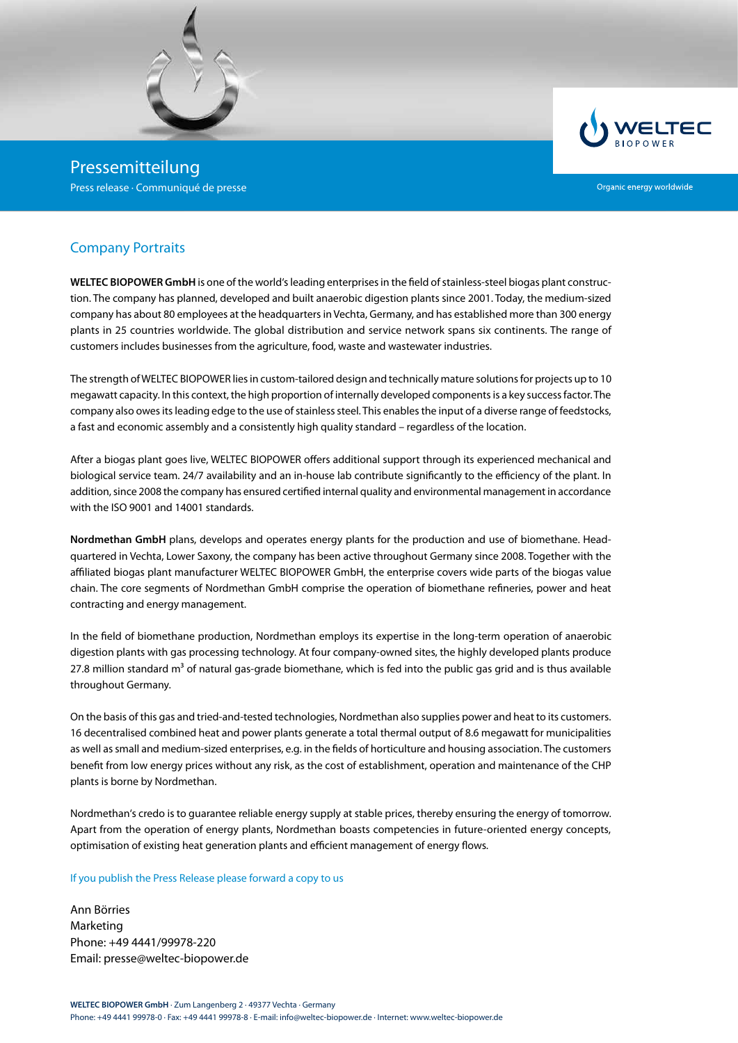# Pressemitteilung

Press release · Communiqué de presse

Organic energy worldwide

## Company Portraits

**WELTEC BIOPOWER GmbH** is one of the world's leading enterprises in the field of stainless-steel biogas plant construction. The company has planned, developed and built anaerobic digestion plants since 2001. Today, the medium-sized company has about 80 employees at the headquarters in Vechta, Germany, and has established more than 300 energy plants in 25 countries worldwide. The global distribution and service network spans six continents. The range of customers includes businesses from the agriculture, food, waste and wastewater industries.

The strength of WELTEC BIOPOWER lies in custom-tailored design and technically mature solutions for projects up to 10 megawatt capacity. In this context, the high proportion of internally developed components is a key success factor. The company also owes its leading edge to the use of stainless steel. This enables the input of a diverse range of feedstocks, a fast and economic assembly and a consistently high quality standard – regardless of the location.

After a biogas plant goes live, WELTEC BIOPOWER offers additional support through its experienced mechanical and biological service team. 24/7 availability and an in-house lab contribute significantly to the efficiency of the plant. In addition, since 2008 the company has ensured certified internal quality and environmental management in accordance with the ISO 9001 and 14001 standards.

**Nordmethan GmbH** plans, develops and operates energy plants for the production and use of biomethane. Headquartered in Vechta, Lower Saxony, the company has been active throughout Germany since 2008. Together with the affiliated biogas plant manufacturer WELTEC BIOPOWER GmbH, the enterprise covers wide parts of the biogas value chain. The core segments of Nordmethan GmbH comprise the operation of biomethane refineries, power and heat contracting and energy management.

In the field of biomethane production, Nordmethan employs its expertise in the long-term operation of anaerobic digestion plants with gas processing technology. At four company-owned sites, the highly developed plants produce 27.8 million standard $m^3$ of natural gas-grade biomethane, which is fed into the public gas grid and is thus available throughout Germany.

On the basis of this gas and tried-and-tested technologies, Nordmethan also supplies power and heat to its customers. 16 decentralised combined heat and power plants generate a total thermal output of 8.6 megawatt for municipalities as well as small and medium-sized enterprises, e.g. in the fields of horticulture and housing association. The customers benefit from low energy prices without any risk, as the cost of establishment, operation and maintenance of the CHP plants is borne by Nordmethan.

Nordmethan's credo is to guarantee reliable energy supply at stable prices, thereby ensuring the energy of tomorrow. Apart from the operation of energy plants, Nordmethan boasts competencies in future-oriented energy concepts, optimisation of existing heat generation plants and efficient management of energy flows.

If you publish the Press Release please forward a copy to us

Ann Börries
Marketing
Phone: +49 4441/99978-220
Email: presse@weltec-biopower.de

**WELTEC BIOPOWER GmbH** · Zum Langenberg 2 · 49377 Vechta · Germany
Phone: +49 4441 99978-0 · Fax: +49 4441 99978-8 · E-mail: info@weltec-biopower.de · Internet: www.weltec-biopower.de